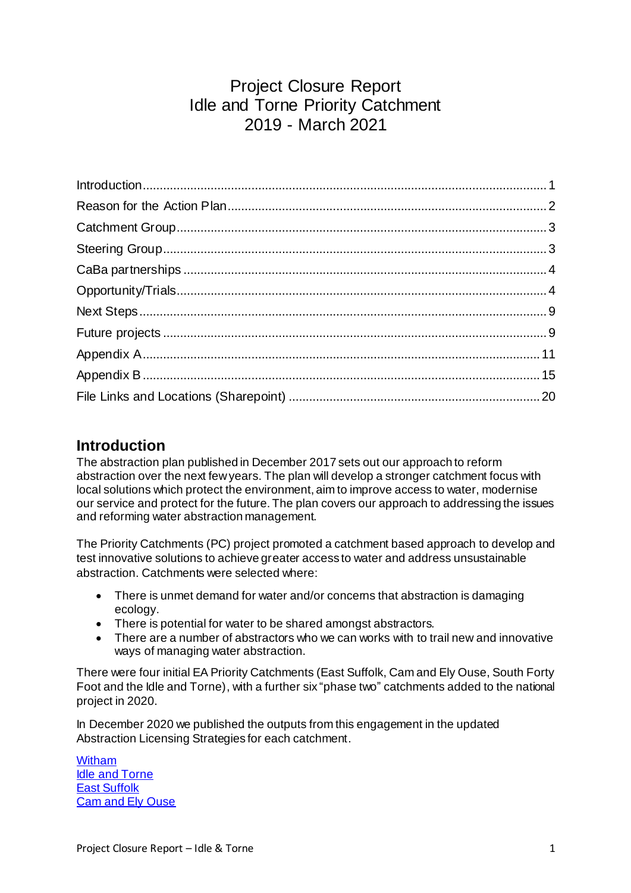# Project Closure Report
# Idle and Torne Priority Catchment
# 2019 - March 2021

- Introduction ..... 1
- Reason for the Action Plan ..... 2
- Catchment Group ..... 3
- Steering Group ..... 3
- CaBa partnerships ..... 4
- Opportunity/Trials ..... 4
- Next Steps ..... 9
- Future projects ..... 9
- Appendix A ..... 11
- Appendix B ..... 15
- File Links and Locations (Sharepoint) ..... 20

## Introduction

The abstraction plan published in December 2017 sets out our approach to reform abstraction over the next few years. The plan will develop a stronger catchment focus with local solutions which protect the environment, aim to improve access to water, modernise our service and protect for the future. The plan covers our approach to addressing the issues and reforming water abstraction management.

The Priority Catchments (PC) project promoted a catchment based approach to develop and test innovative solutions to achieve greater access to water and address unsustainable abstraction. Catchments were selected where:

- There is unmet demand for water and/or concerns that abstraction is damaging ecology.
- There is potential for water to be shared amongst abstractors.
- There are a number of abstractors who we can works with to trail new and innovative ways of managing water abstraction.

There were four initial EA Priority Catchments (East Suffolk, Cam and Ely Ouse, South Forty Foot and the Idle and Torne), with a further six "phase two" catchments added to the national project in 2020.

In December 2020 we published the outputs from this engagement in the updated Abstraction Licensing Strategies for each catchment.

Witham
Idle and Torne
East Suffolk
Cam and Ely Ouse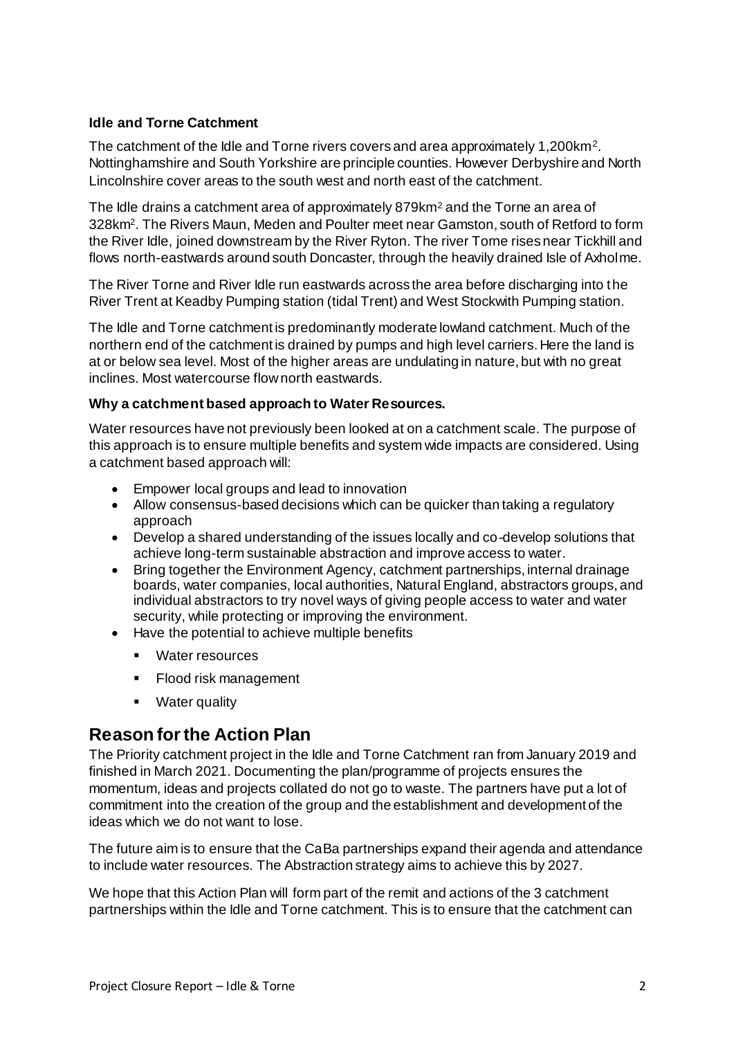**Idle and Torne Catchment**

The catchment of the Idle and Torne rivers covers and area approximately 1,200km$^2$. Nottinghamshire and South Yorkshire are principle counties. However Derbyshire and North Lincolnshire cover areas to the south west and north east of the catchment.

The Idle drains a catchment area of approximately 879km$^2$ and the Torne an area of 328km$^2$. The Rivers Maun, Meden and Poulter meet near Gamston, south of Retford to form the River Idle, joined downstream by the River Ryton. The river Torne rises near Tickhill and flows north-eastwards around south Doncaster, through the heavily drained Isle of Axholme.

The River Torne and River Idle run eastwards across the area before discharging into the River Trent at Keadby Pumping station (tidal Trent) and West Stockwith Pumping station.

The Idle and Torne catchment is predominantly moderate lowland catchment. Much of the northern end of the catchment is drained by pumps and high level carriers. Here the land is at or below sea level. Most of the higher areas are undulating in nature, but with no great inclines. Most watercourse flow north eastwards.

**Why a catchment based approach to Water Resources.**

Water resources have not previously been looked at on a catchment scale. The purpose of this approach is to ensure multiple benefits and system wide impacts are considered. Using a catchment based approach will:

- Empower local groups and lead to innovation
- Allow consensus-based decisions which can be quicker than taking a regulatory approach
- Develop a shared understanding of the issues locally and co-develop solutions that achieve long-term sustainable abstraction and improve access to water.
- Bring together the Environment Agency, catchment partnerships, internal drainage boards, water companies, local authorities, Natural England, abstractors groups, and individual abstractors to try novel ways of giving people access to water and water security, while protecting or improving the environment.
- Have the potential to achieve multiple benefits
  - Water resources
  - Flood risk management
  - Water quality

## Reason for the Action Plan

The Priority catchment project in the Idle and Torne Catchment ran from January 2019 and finished in March 2021. Documenting the plan/programme of projects ensures the momentum, ideas and projects collated do not go to waste. The partners have put a lot of commitment into the creation of the group and the establishment and development of the ideas which we do not want to lose.

The future aim is to ensure that the CaBa partnerships expand their agenda and attendance to include water resources. The Abstraction strategy aims to achieve this by 2027.

We hope that this Action Plan will form part of the remit and actions of the 3 catchment partnerships within the Idle and Torne catchment. This is to ensure that the catchment can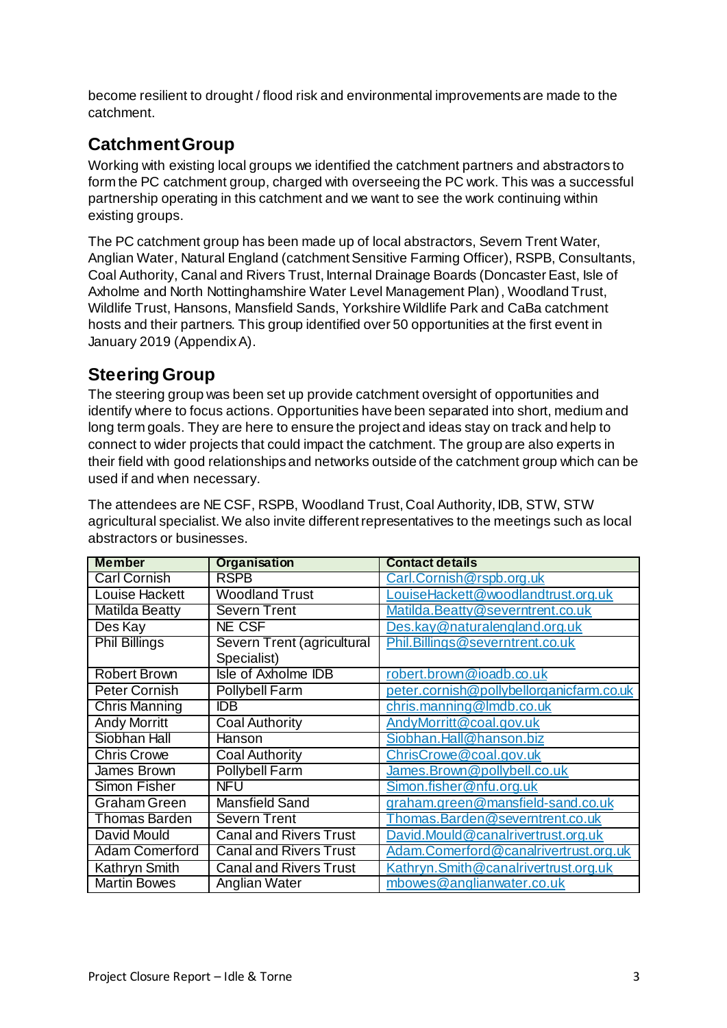become resilient to drought / flood risk and environmental improvements are made to the catchment.

## Catchment Group

Working with existing local groups we identified the catchment partners and abstractors to form the PC catchment group, charged with overseeing the PC work. This was a successful partnership operating in this catchment and we want to see the work continuing within existing groups.

The PC catchment group has been made up of local abstractors, Severn Trent Water, Anglian Water, Natural England (catchment Sensitive Farming Officer), RSPB, Consultants, Coal Authority, Canal and Rivers Trust, Internal Drainage Boards (Doncaster East, Isle of Axholme and North Nottinghamshire Water Level Management Plan), Woodland Trust, Wildlife Trust, Hansons, Mansfield Sands, Yorkshire Wildlife Park and CaBa catchment hosts and their partners. This group identified over 50 opportunities at the first event in January 2019 (Appendix A).

## Steering Group

The steering group was been set up provide catchment oversight of opportunities and identify where to focus actions. Opportunities have been separated into short, medium and long term goals. They are here to ensure the project and ideas stay on track and help to connect to wider projects that could impact the catchment. The group are also experts in their field with good relationships and networks outside of the catchment group which can be used if and when necessary.

The attendees are NE CSF, RSPB, Woodland Trust, Coal Authority, IDB, STW, STW agricultural specialist. We also invite different representatives to the meetings such as local abstractors or businesses.

| Member | Organisation | Contact details |
|---|---|---|
| Carl Cornish | RSPB | Carl.Cornish@rspb.org.uk |
| Louise Hackett | Woodland Trust | LouiseHackett@woodlandtrust.org.uk |
| Matilda Beatty | Severn Trent | Matilda.Beatty@severntrent.co.uk |
| Des Kay | NE CSF | Des.kay@naturalengland.org.uk |
| Phil Billings | Severn Trent (agricultural Specialist) | Phil.Billings@severntrent.co.uk |
| Robert Brown | Isle of Axholme IDB | robert.brown@ioadb.co.uk |
| Peter Cornish | Pollybell Farm | peter.cornish@pollybellorganicfarm.co.uk |
| Chris Manning | IDB | chris.manning@lmdb.co.uk |
| Andy Morritt | Coal Authority | AndyMorritt@coal.gov.uk |
| Siobhan Hall | Hanson | Siobhan.Hall@hanson.biz |
| Chris Crowe | Coal Authority | ChrisCrowe@coal.gov.uk |
| James Brown | Pollybell Farm | James.Brown@pollybell.co.uk |
| Simon Fisher | NFU | Simon.fisher@nfu.org.uk |
| Graham Green | Mansfield Sand | graham.green@mansfield-sand.co.uk |
| Thomas Barden | Severn Trent | Thomas.Barden@severntrent.co.uk |
| David Mould | Canal and Rivers Trust | David.Mould@canalrivertrust.org.uk |
| Adam Comerford | Canal and Rivers Trust | Adam.Comerford@canalrivertrust.org.uk |
| Kathryn Smith | Canal and Rivers Trust | Kathryn.Smith@canalrivertrust.org.uk |
| Martin Bowes | Anglian Water | mbowes@anglianwater.co.uk |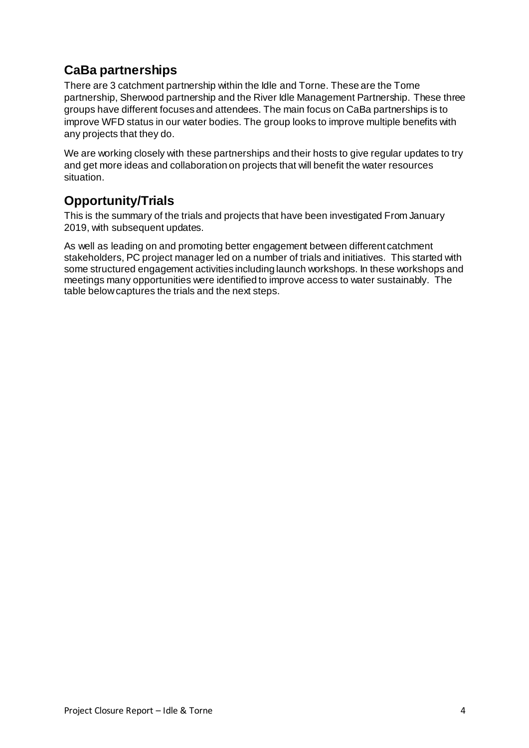## CaBa partnerships

There are 3 catchment partnership within the Idle and Torne. These are the Torne partnership, Sherwood partnership and the River Idle Management Partnership. These three groups have different focuses and attendees. The main focus on CaBa partnerships is to improve WFD status in our water bodies. The group looks to improve multiple benefits with any projects that they do.

We are working closely with these partnerships and their hosts to give regular updates to try and get more ideas and collaboration on projects that will benefit the water resources situation.

## Opportunity/Trials

This is the summary of the trials and projects that have been investigated From January 2019, with subsequent updates.

As well as leading on and promoting better engagement between different catchment stakeholders, PC project manager led on a number of trials and initiatives. This started with some structured engagement activities including launch workshops. In these workshops and meetings many opportunities were identified to improve access to water sustainably. The table below captures the trials and the next steps.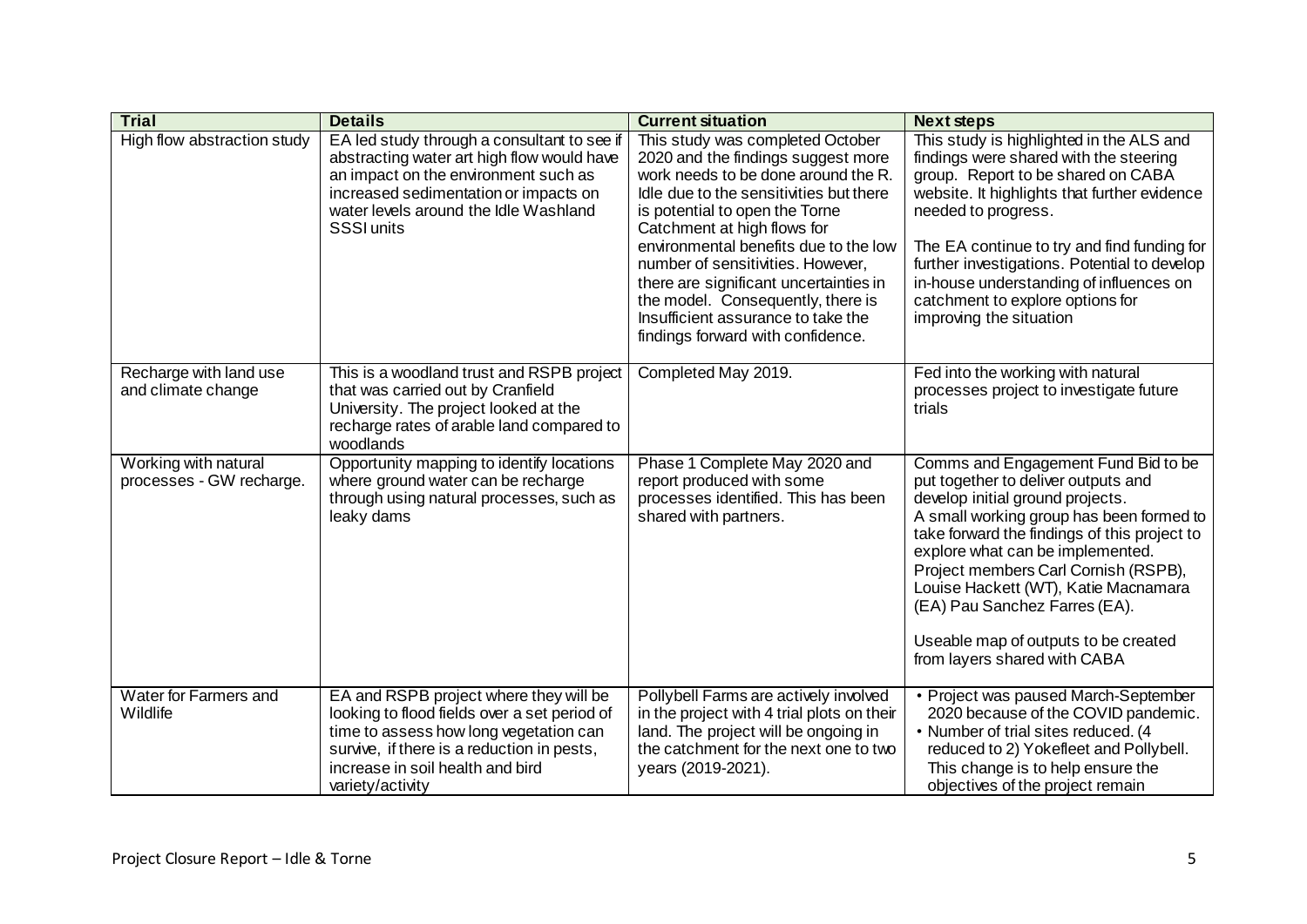| Trial | Details | Current situation | Next steps |
|---|---|---|---|
| High flow abstraction study | EA led study through a consultant to see if abstracting water art high flow would have an impact on the environment such as increased sedimentation or impacts on water levels around the Idle Washland SSSI units | This study was completed October 2020 and the findings suggest more work needs to be done around the R. Idle due to the sensitivities but there is potential to open the Torne Catchment at high flows for environmental benefits due to the low number of sensitivities. However, there are significant uncertainties in the model. Consequently, there is Insufficient assurance to take the findings forward with confidence. | This study is highlighted in the ALS and findings were shared with the steering group. Report to be shared on CABA website. It highlights that further evidence needed to progress.<br><br>The EA continue to try and find funding for further investigations. Potential to develop in-house understanding of influences on catchment to explore options for improving the situation |
| Recharge with land use and climate change | This is a woodland trust and RSPB project that was carried out by Cranfield University. The project looked at the recharge rates of arable land compared to woodlands | Completed May 2019. | Fed into the working with natural processes project to investigate future trials |
| Working with natural processes - GW recharge. | Opportunity mapping to identify locations where ground water can be recharge through using natural processes, such as leaky dams | Phase 1 Complete May 2020 and report produced with some processes identified. This has been shared with partners. | Comms and Engagement Fund Bid to be put together to deliver outputs and develop initial ground projects.<br>A small working group has been formed to take forward the findings of this project to explore what can be implemented. Project members Carl Cornish (RSPB), Louise Hackett (WT), Katie Macnamara (EA) Pau Sanchez Farres (EA).<br><br>Useable map of outputs to be created from layers shared with CABA |
| Water for Farmers and Wildlife | EA and RSPB project where they will be looking to flood fields over a set period of time to assess how long vegetation can survive, if there is a reduction in pests, increase in soil health and bird variety/activity | Pollybell Farms are actively involved in the project with 4 trial plots on their land. The project will be ongoing in the catchment for the next one to two years (2019-2021). | • Project was paused March-September 2020 because of the COVID pandemic.<br>• Number of trial sites reduced. (4 reduced to 2) Yokefleet and Pollybell. This change is to help ensure the objectives of the project remain |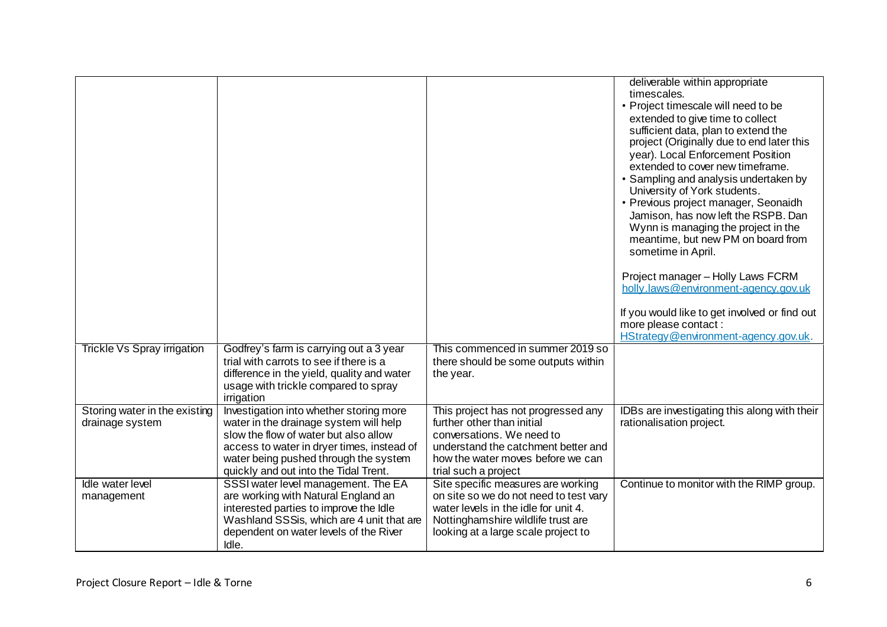| | | | |
|---|---|---|---|
| | | | deliverable within appropriate timescales.<br>• Project timescale will need to be extended to give time to collect sufficient data, plan to extend the project (Originally due to end later this year). Local Enforcement Position extended to cover new timeframe.<br>• Sampling and analysis undertaken by University of York students.<br>• Previous project manager, Seonaidh Jamison, has now left the RSPB. Dan Wynn is managing the project in the meantime, but new PM on board from sometime in April.<br><br>Project manager – Holly Laws FCRM holly.laws@environment-agency.gov.uk<br><br>If you would like to get involved or find out more please contact : HStrategy@environment-agency.gov.uk. |
| Trickle Vs Spray irrigation | Godfrey's farm is carrying out a 3 year trial with carrots to see if there is a difference in the yield, quality and water usage with trickle compared to spray irrigation | This commenced in summer 2019 so there should be some outputs within the year. | |
| Storing water in the existing drainage system | Investigation into whether storing more water in the drainage system will help slow the flow of water but also allow access to water in dryer times, instead of water being pushed through the system quickly and out into the Tidal Trent. | This project has not progressed any further other than initial conversations. We need to understand the catchment better and how the water moves before we can trial such a project | IDBs are investigating this along with their rationalisation project. |
| Idle water level management | SSSI water level management. The EA are working with Natural England an interested parties to improve the Idle Washland SSSis, which are 4 unit that are dependent on water levels of the River Idle. | Site specific measures are working on site so we do not need to test vary water levels in the idle for unit 4. Nottinghamshire wildlife trust are looking at a large scale project to | Continue to monitor with the RIMP group. |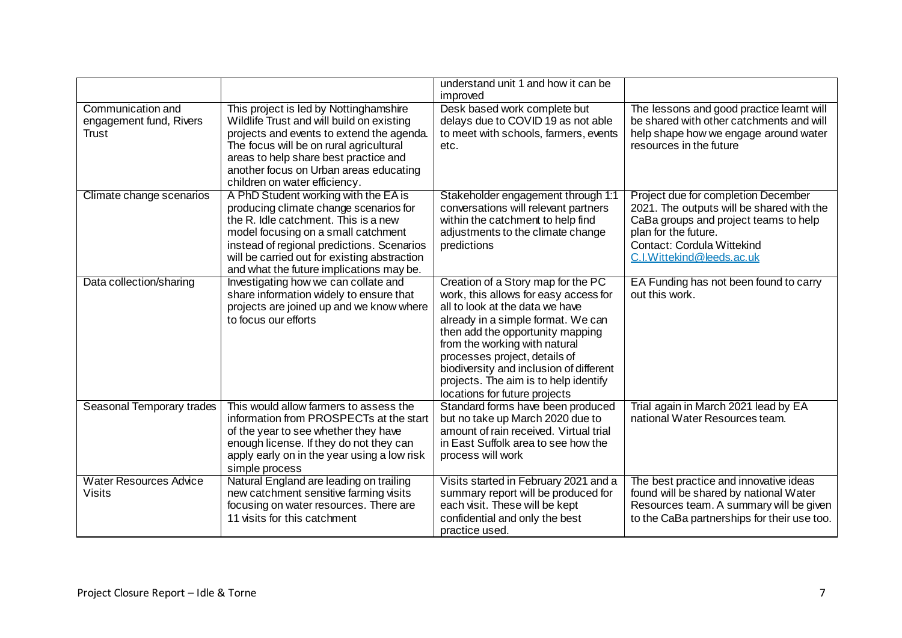| | | understand unit 1 and how it can be improved | |
|---|---|---|---|
| Communication and engagement fund, Rivers Trust | This project is led by Nottinghamshire Wildlife Trust and will build on existing projects and events to extend the agenda. The focus will be on rural agricultural areas to help share best practice and another focus on Urban areas educating children on water efficiency. | Desk based work complete but delays due to COVID 19 as not able to meet with schools, farmers, events etc. | The lessons and good practice learnt will be shared with other catchments and will help shape how we engage around water resources in the future |
| Climate change scenarios | A PhD Student working with the EA is producing climate change scenarios for the R. Idle catchment. This is a new model focusing on a small catchment instead of regional predictions. Scenarios will be carried out for existing abstraction and what the future implications may be. | Stakeholder engagement through 1:1 conversations will relevant partners within the catchment to help find adjustments to the climate change predictions | Project due for completion December 2021. The outputs will be shared with the CaBa groups and project teams to help plan for the future. Contact: Cordula Wittekind C.I.Wittekind@leeds.ac.uk |
| Data collection/sharing | Investigating how we can collate and share information widely to ensure that projects are joined up and we know where to focus our efforts | Creation of a Story map for the PC work, this allows for easy access for all to look at the data we have already in a simple format. We can then add the opportunity mapping from the working with natural processes project, details of biodiversity and inclusion of different projects. The aim is to help identify locations for future projects | EA Funding has not been found to carry out this work. |
| Seasonal Temporary trades | This would allow farmers to assess the information from PROSPECTs at the start of the year to see whether they have enough license. If they do not they can apply early on in the year using a low risk simple process | Standard forms have been produced but no take up March 2020 due to amount of rain received. Virtual trial in East Suffolk area to see how the process will work | Trial again in March 2021 lead by EA national Water Resources team. |
| Water Resources Advice Visits | Natural England are leading on trailing new catchment sensitive farming visits focusing on water resources. There are 11 visits for this catchment | Visits started in February 2021 and a summary report will be produced for each visit. These will be kept confidential and only the best practice used. | The best practice and innovative ideas found will be shared by national Water Resources team. A summary will be given to the CaBa partnerships for their use too. |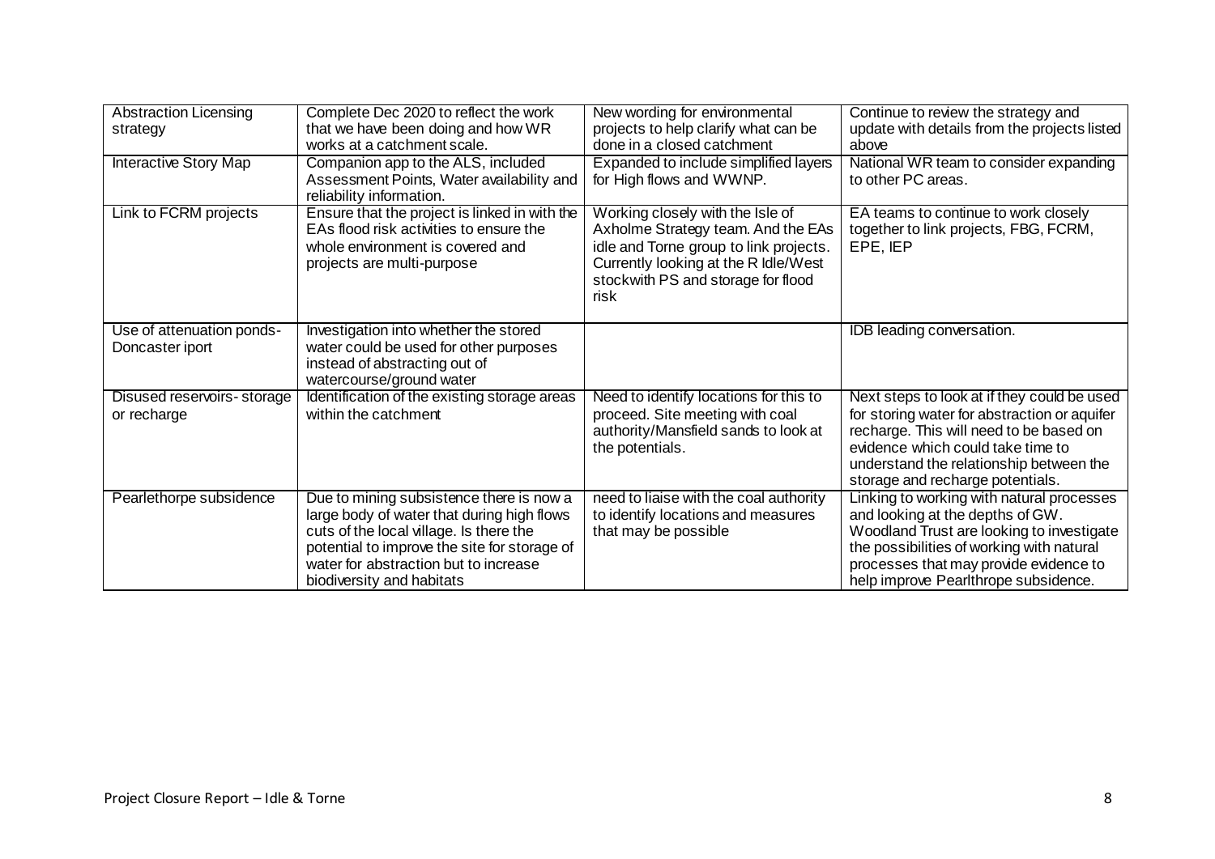| Abstraction Licensing strategy | Complete Dec 2020 to reflect the work that we have been doing and how WR works at a catchment scale. | New wording for environmental projects to help clarify what can be done in a closed catchment | Continue to review the strategy and update with details from the projects listed above |
|---|---|---|---|
| Interactive Story Map | Companion app to the ALS, included Assessment Points, Water availability and reliability information. | Expanded to include simplified layers for High flows and WWNP. | National WR team to consider expanding to other PC areas. |
| Link to FCRM projects | Ensure that the project is linked in with the EAs flood risk activities to ensure the whole environment is covered and projects are multi-purpose | Working closely with the Isle of Axholme Strategy team. And the EAs idle and Torne group to link projects. Currently looking at the R Idle/West stockwith PS and storage for flood risk | EA teams to continue to work closely together to link projects, FBG, FCRM, EPE, IEP |
| Use of attenuation ponds- Doncaster iport | Investigation into whether the stored water could be used for other purposes instead of abstracting out of watercourse/ground water | | IDB leading conversation. |
| Disused reservoirs- storage or recharge | Identification of the existing storage areas within the catchment | Need to identify locations for this to proceed. Site meeting with coal authority/Mansfield sands to look at the potentials. | Next steps to look at if they could be used for storing water for abstraction or aquifer recharge. This will need to be based on evidence which could take time to understand the relationship between the storage and recharge potentials. |
| Pearlethorpe subsidence | Due to mining subsistence there is now a large body of water that during high flows cuts of the local village. Is there the potential to improve the site for storage of water for abstraction but to increase biodiversity and habitats | need to liaise with the coal authority to identify locations and measures that may be possible | Linking to working with natural processes and looking at the depths of GW. Woodland Trust are looking to investigate the possibilities of working with natural processes that may provide evidence to help improve Pearlthrope subsidence. |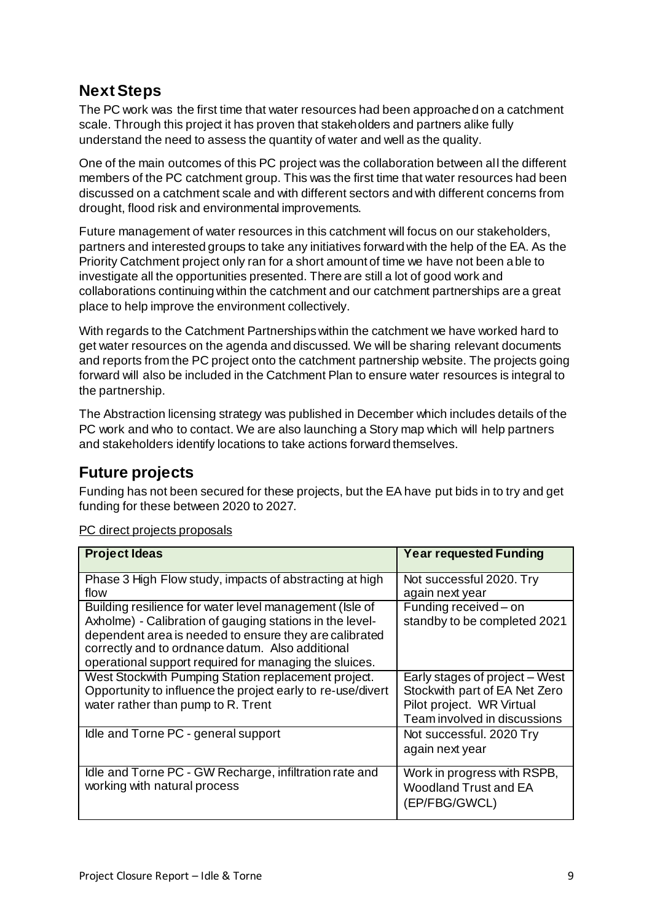## Next Steps

The PC work was the first time that water resources had been approached on a catchment scale. Through this project it has proven that stakeholders and partners alike fully understand the need to assess the quantity of water and well as the quality.

One of the main outcomes of this PC project was the collaboration between all the different members of the PC catchment group. This was the first time that water resources had been discussed on a catchment scale and with different sectors and with different concerns from drought, flood risk and environmental improvements.

Future management of water resources in this catchment will focus on our stakeholders, partners and interested groups to take any initiatives forward with the help of the EA. As the Priority Catchment project only ran for a short amount of time we have not been able to investigate all the opportunities presented. There are still a lot of good work and collaborations continuing within the catchment and our catchment partnerships are a great place to help improve the environment collectively.

With regards to the Catchment Partnerships within the catchment we have worked hard to get water resources on the agenda and discussed. We will be sharing relevant documents and reports from the PC project onto the catchment partnership website. The projects going forward will also be included in the Catchment Plan to ensure water resources is integral to the partnership.

The Abstraction licensing strategy was published in December which includes details of the PC work and who to contact. We are also launching a Story map which will help partners and stakeholders identify locations to take actions forward themselves.

## Future projects

Funding has not been secured for these projects, but the EA have put bids in to try and get funding for these between 2020 to 2027.

PC direct projects proposals

| Project Ideas | Year requested Funding |
|---|---|
| Phase 3 High Flow study, impacts of abstracting at high flow | Not successful 2020. Try again next year |
| Building resilience for water level management (Isle of Axholme) - Calibration of gauging stations in the level-dependent area is needed to ensure they are calibrated correctly and to ordnance datum. Also additional operational support required for managing the sluices. | Funding received – on standby to be completed 2021 |
| West Stockwith Pumping Station replacement project. Opportunity to influence the project early to re-use/divert water rather than pump to R. Trent | Early stages of project – West Stockwith part of EA Net Zero Pilot project. WR Virtual Team involved in discussions |
| Idle and Torne PC - general support | Not successful. 2020 Try again next year |
| Idle and Torne PC - GW Recharge, infiltration rate and working with natural process | Work in progress with RSPB, Woodland Trust and EA (EP/FBG/GWCL) |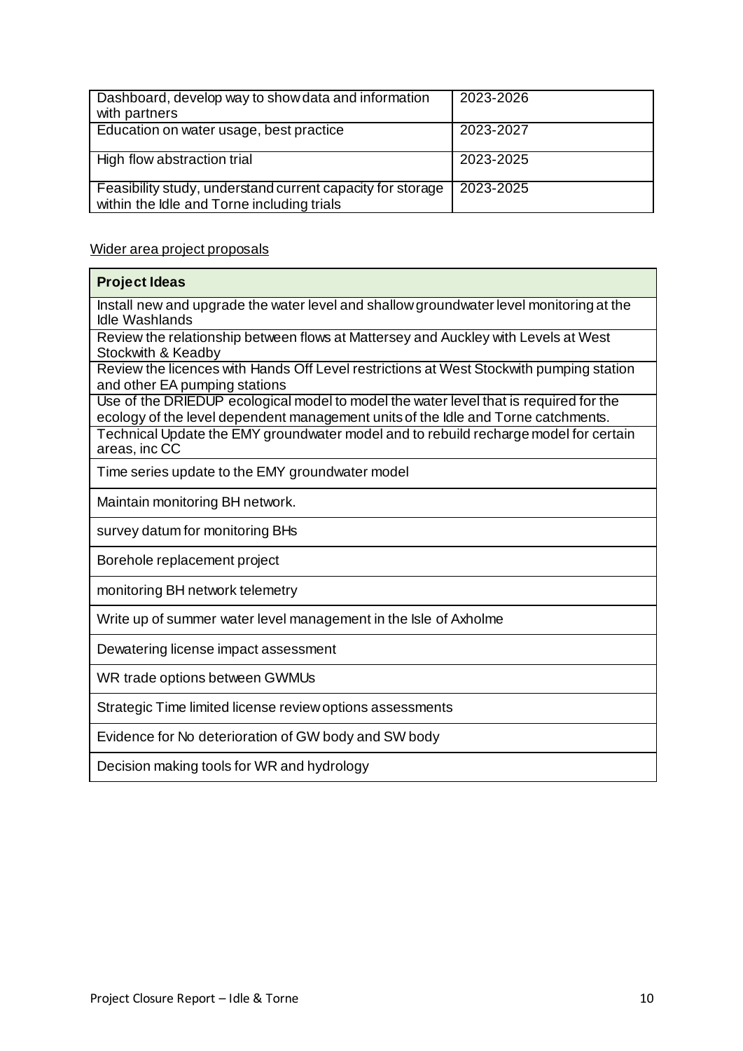| Dashboard, develop way to show data and information with partners | 2023-2026 |
|---|---|
| Education on water usage, best practice | 2023-2027 |
| High flow abstraction trial | 2023-2025 |
| Feasibility study, understand current capacity for storage within the Idle and Torne including trials | 2023-2025 |

Wider area project proposals

| Project Ideas |
|---|
| Install new and upgrade the water level and shallow groundwater level monitoring at the Idle Washlands |
| Review the relationship between flows at Mattersey and Auckley with Levels at West Stockwith & Keadby |
| Review the licences with Hands Off Level restrictions at West Stockwith pumping station and other EA pumping stations |
| Use of the DRIEDUP ecological model to model the water level that is required for the ecology of the level dependent management units of the Idle and Torne catchments. |
| Technical Update the EMY groundwater model and to rebuild recharge model for certain areas, inc CC |
| Time series update to the EMY groundwater model |
| Maintain monitoring BH network. |
| survey datum for monitoring BHs |
| Borehole replacement project |
| monitoring BH network telemetry |
| Write up of summer water level management in the Isle of Axholme |
| Dewatering license impact assessment |
| WR trade options between GWMUs |
| Strategic Time limited license review options assessments |
| Evidence for No deterioration of GW body and SW body |
| Decision making tools for WR and hydrology |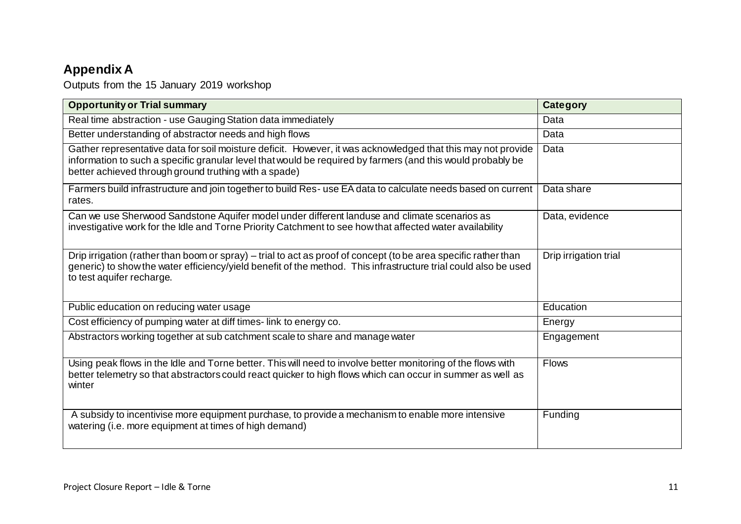## Appendix A

Outputs from the 15 January 2019 workshop

| Opportunity or Trial summary | Category |
|---|---|
| Real time abstraction - use Gauging Station data immediately | Data |
| Better understanding of abstractor needs and high flows | Data |
| Gather representative data for soil moisture deficit. However, it was acknowledged that this may not provide information to such a specific granular level that would be required by farmers (and this would probably be better achieved through ground truthing with a spade) | Data |
| Farmers build infrastructure and join together to build Res- use EA data to calculate needs based on current rates. | Data share |
| Can we use Sherwood Sandstone Aquifer model under different landuse and climate scenarios as investigative work for the Idle and Torne Priority Catchment to see how that affected water availability | Data, evidence |
| Drip irrigation (rather than boom or spray) – trial to act as proof of concept (to be area specific rather than generic) to show the water efficiency/yield benefit of the method. This infrastructure trial could also be used to test aquifer recharge. | Drip irrigation trial |
| Public education on reducing water usage | Education |
| Cost efficiency of pumping water at diff times- link to energy co. | Energy |
| Abstractors working together at sub catchment scale to share and manage water | Engagement |
| Using peak flows in the Idle and Torne better. This will need to involve better monitoring of the flows with better telemetry so that abstractors could react quicker to high flows which can occur in summer as well as winter | Flows |
| A subsidy to incentivise more equipment purchase, to provide a mechanism to enable more intensive watering (i.e. more equipment at times of high demand) | Funding |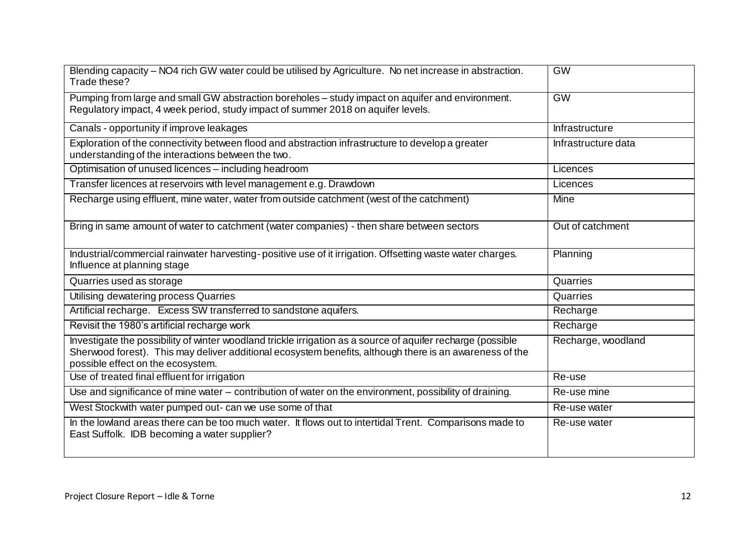| Blending capacity – NO4 rich GW water could be utilised by Agriculture. No net increase in abstraction. Trade these? | GW |
|---|---|
| Pumping from large and small GW abstraction boreholes – study impact on aquifer and environment. Regulatory impact, 4 week period, study impact of summer 2018 on aquifer levels. | GW |
| Canals - opportunity if improve leakages | Infrastructure |
| Exploration of the connectivity between flood and abstraction infrastructure to develop a greater understanding of the interactions between the two. | Infrastructure data |
| Optimisation of unused licences – including headroom | Licences |
| Transfer licences at reservoirs with level management e.g. Drawdown | Licences |
| Recharge using effluent, mine water, water from outside catchment (west of the catchment) | Mine |
| Bring in same amount of water to catchment (water companies) - then share between sectors | Out of catchment |
| Industrial/commercial rainwater harvesting- positive use of it irrigation. Offsetting waste water charges. Influence at planning stage | Planning |
| Quarries used as storage | Quarries |
| Utilising dewatering process Quarries | Quarries |
| Artificial recharge. Excess SW transferred to sandstone aquifers. | Recharge |
| Revisit the 1980's artificial recharge work | Recharge |
| Investigate the possibility of winter woodland trickle irrigation as a source of aquifer recharge (possible Sherwood forest). This may deliver additional ecosystem benefits, although there is an awareness of the possible effect on the ecosystem. | Recharge, woodland |
| Use of treated final effluent for irrigation | Re-use |
| Use and significance of mine water – contribution of water on the environment, possibility of draining. | Re-use mine |
| West Stockwith water pumped out- can we use some of that | Re-use water |
| In the lowland areas there can be too much water. It flows out to intertidal Trent. Comparisons made to East Suffolk. IDB becoming a water supplier? | Re-use water |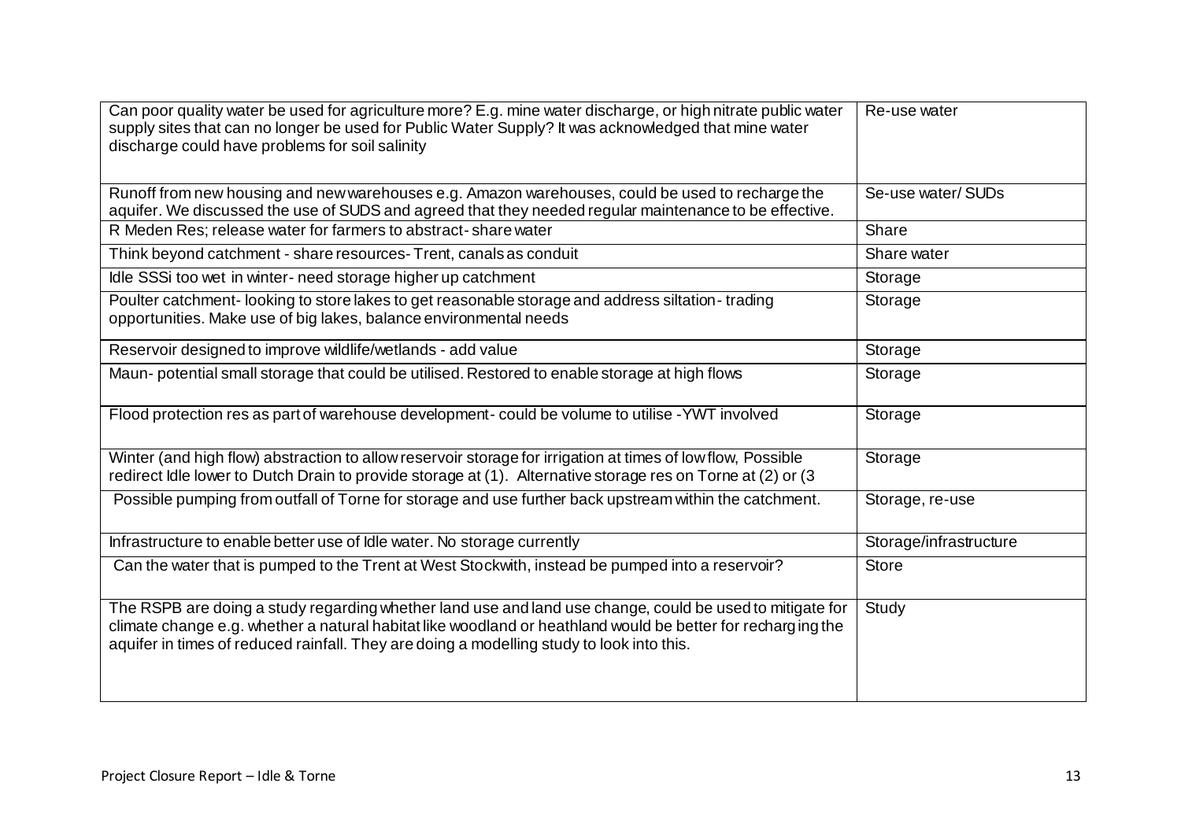| | |
|---|---|
| Can poor quality water be used for agriculture more? E.g. mine water discharge, or high nitrate public water supply sites that can no longer be used for Public Water Supply? It was acknowledged that mine water discharge could have problems for soil salinity | Re-use water |
| Runoff from new housing and new warehouses e.g. Amazon warehouses, could be used to recharge the aquifer. We discussed the use of SUDS and agreed that they needed regular maintenance to be effective. | Se-use water/ SUDs |
| R Meden Res; release water for farmers to abstract- share water | Share |
| Think beyond catchment - share resources- Trent, canals as conduit | Share water |
| Idle SSSi too wet in winter- need storage higher up catchment | Storage |
| Poulter catchment- looking to store lakes to get reasonable storage and address siltation- trading opportunities. Make use of big lakes, balance environmental needs | Storage |
| Reservoir designed to improve wildlife/wetlands - add value | Storage |
| Maun- potential small storage that could be utilised. Restored to enable storage at high flows | Storage |
| Flood protection res as part of warehouse development- could be volume to utilise -YWT involved | Storage |
| Winter (and high flow) abstraction to allow reservoir storage for irrigation at times of low flow, Possible redirect Idle lower to Dutch Drain to provide storage at (1). Alternative storage res on Torne at (2) or (3 | Storage |
| Possible pumping from outfall of Torne for storage and use further back upstream within the catchment. | Storage, re-use |
| Infrastructure to enable better use of Idle water. No storage currently | Storage/infrastructure |
| Can the water that is pumped to the Trent at West Stockwith, instead be pumped into a reservoir? | Store |
| The RSPB are doing a study regarding whether land use and land use change, could be used to mitigate for climate change e.g. whether a natural habitat like woodland or heathland would be better for recharging the aquifer in times of reduced rainfall. They are doing a modelling study to look into this. | Study |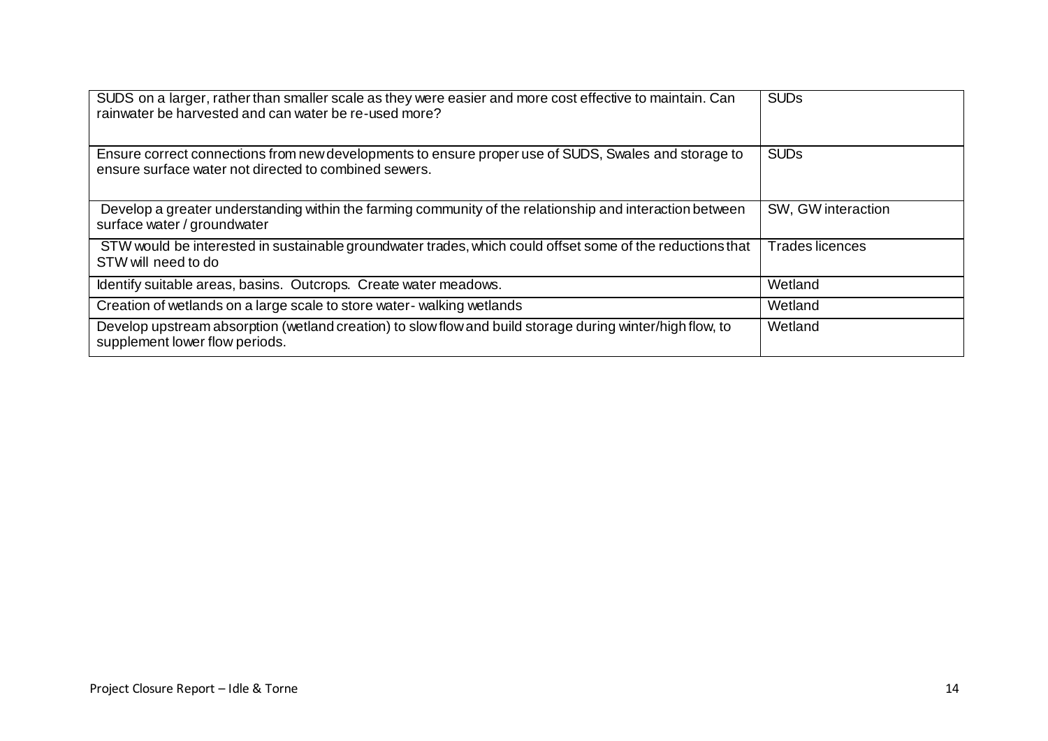| | |
|---|---|
| SUDS on a larger, rather than smaller scale as they were easier and more cost effective to maintain. Can rainwater be harvested and can water be re-used more? | SUDs |
| Ensure correct connections from new developments to ensure proper use of SUDS, Swales and storage to ensure surface water not directed to combined sewers. | SUDs |
| Develop a greater understanding within the farming community of the relationship and interaction between surface water / groundwater | SW, GW interaction |
| STW would be interested in sustainable groundwater trades, which could offset some of the reductions that STW will need to do | Trades licences |
| Identify suitable areas, basins. Outcrops. Create water meadows. | Wetland |
| Creation of wetlands on a large scale to store water- walking wetlands | Wetland |
| Develop upstream absorption (wetland creation) to slow flow and build storage during winter/high flow, to supplement lower flow periods. | Wetland |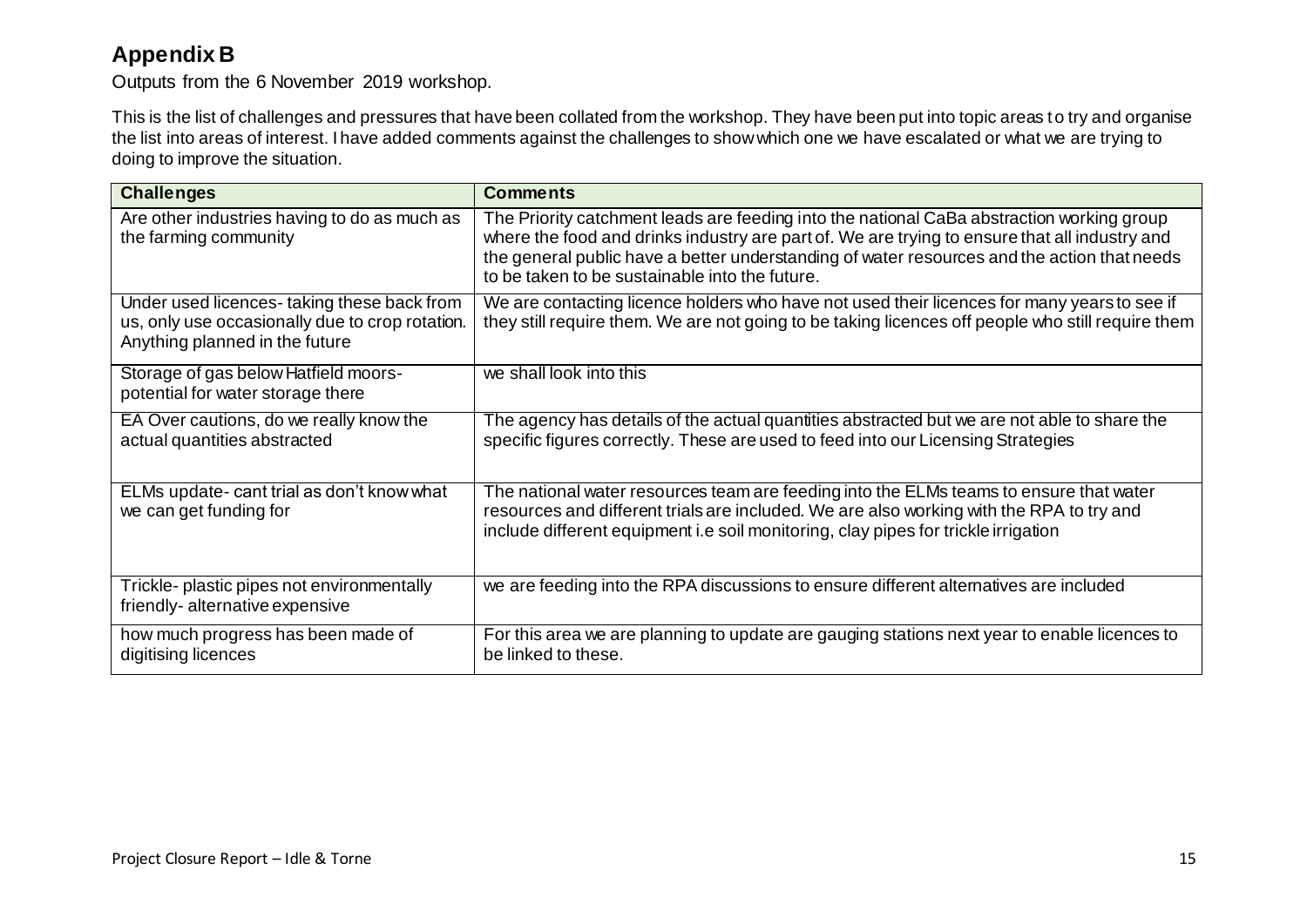## Appendix B

Outputs from the 6 November 2019 workshop.

This is the list of challenges and pressures that have been collated from the workshop. They have been put into topic areas to try and organise the list into areas of interest. I have added comments against the challenges to show which one we have escalated or what we are trying to doing to improve the situation.

| Challenges | Comments |
|---|---|
| Are other industries having to do as much as the farming community | The Priority catchment leads are feeding into the national CaBa abstraction working group where the food and drinks industry are part of. We are trying to ensure that all industry and the general public have a better understanding of water resources and the action that needs to be taken to be sustainable into the future. |
| Under used licences- taking these back from us, only use occasionally due to crop rotation. Anything planned in the future | We are contacting licence holders who have not used their licences for many years to see if they still require them. We are not going to be taking licences off people who still require them |
| Storage of gas below Hatfield moors- potential for water storage there | we shall look into this |
| EA Over cautions, do we really know the actual quantities abstracted | The agency has details of the actual quantities abstracted but we are not able to share the specific figures correctly. These are used to feed into our Licensing Strategies |
| ELMs update- cant trial as don't know what we can get funding for | The national water resources team are feeding into the ELMs teams to ensure that water resources and different trials are included. We are also working with the RPA to try and include different equipment i.e soil monitoring, clay pipes for trickle irrigation |
| Trickle- plastic pipes not environmentally friendly- alternative expensive | we are feeding into the RPA discussions to ensure different alternatives are included |
| how much progress has been made of digitising licences | For this area we are planning to update are gauging stations next year to enable licences to be linked to these. |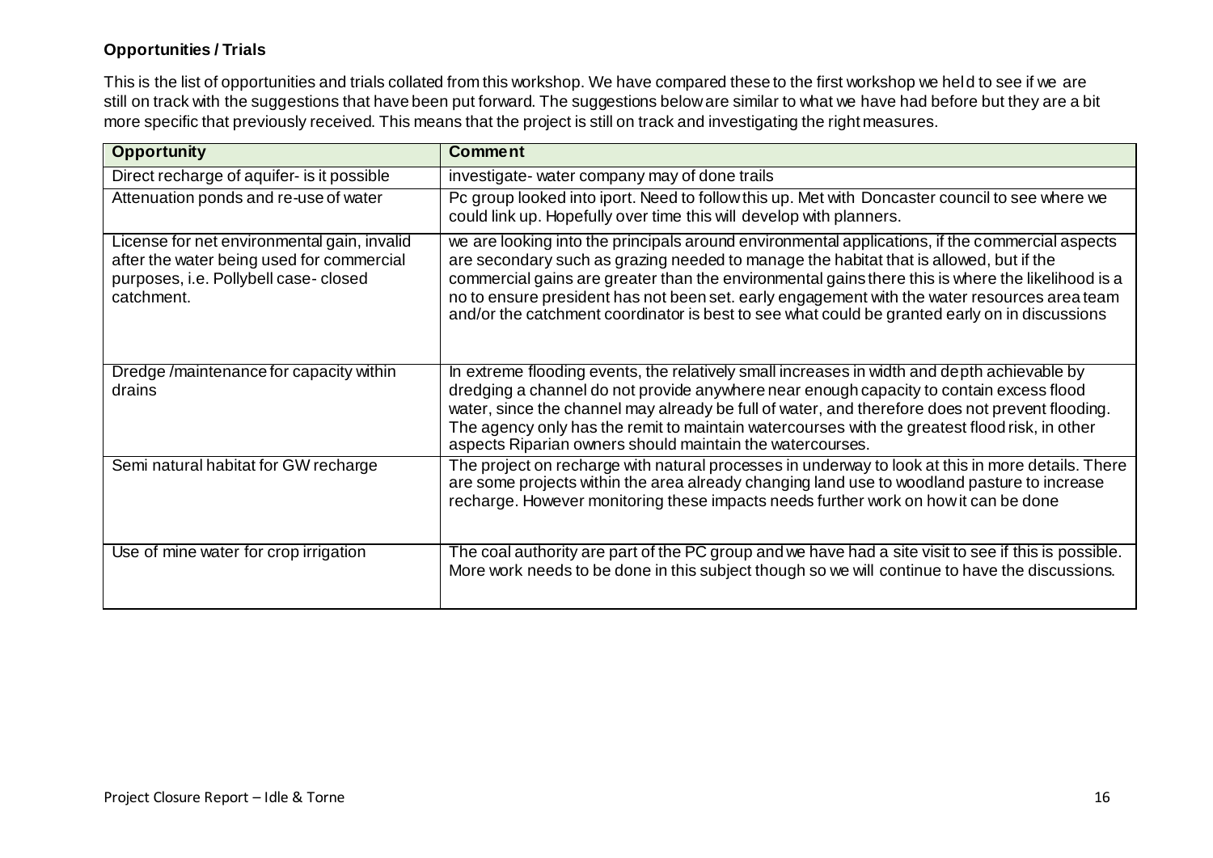**Opportunities / Trials**

This is the list of opportunities and trials collated from this workshop. We have compared these to the first workshop we held to see if we are still on track with the suggestions that have been put forward. The suggestions below are similar to what we have had before but they are a bit more specific that previously received. This means that the project is still on track and investigating the right measures.

| Opportunity | Comment |
|---|---|
| Direct recharge of aquifer- is it possible | investigate- water company may of done trails |
| Attenuation ponds and re-use of water | Pc group looked into iport. Need to follow this up. Met with Doncaster council to see where we could link up. Hopefully over time this will develop with planners. |
| License for net environmental gain, invalid after the water being used for commercial purposes, i.e. Pollybell case- closed catchment. | we are looking into the principals around environmental applications, if the commercial aspects are secondary such as grazing needed to manage the habitat that is allowed, but if the commercial gains are greater than the environmental gains there this is where the likelihood is a no to ensure president has not been set. early engagement with the water resources area team and/or the catchment coordinator is best to see what could be granted early on in discussions |
| Dredge /maintenance for capacity within drains | In extreme flooding events, the relatively small increases in width and depth achievable by dredging a channel do not provide anywhere near enough capacity to contain excess flood water, since the channel may already be full of water, and therefore does not prevent flooding. The agency only has the remit to maintain watercourses with the greatest flood risk, in other aspects Riparian owners should maintain the watercourses. |
| Semi natural habitat for GW recharge | The project on recharge with natural processes in underway to look at this in more details. There are some projects within the area already changing land use to woodland pasture to increase recharge. However monitoring these impacts needs further work on how it can be done |
| Use of mine water for crop irrigation | The coal authority are part of the PC group and we have had a site visit to see if this is possible. More work needs to be done in this subject though so we will continue to have the discussions. |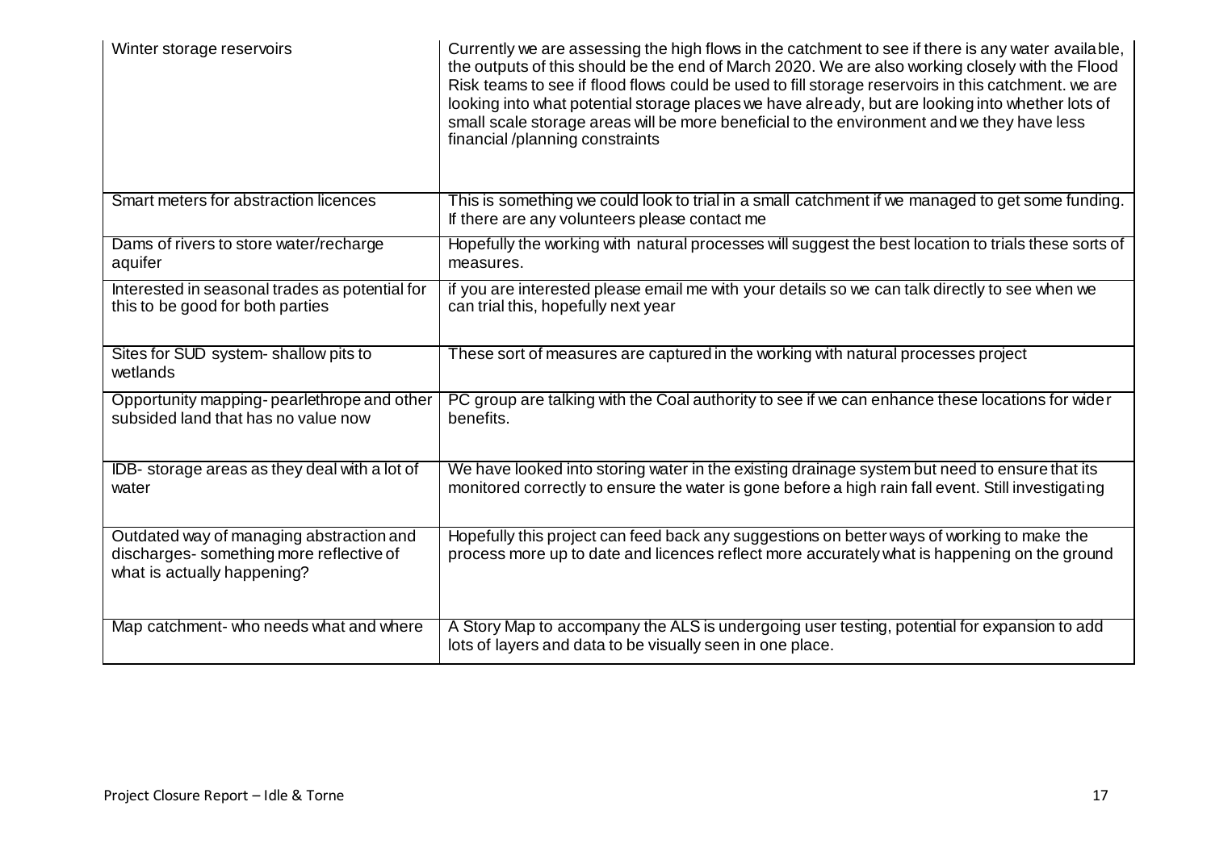| Winter storage reservoirs | Currently we are assessing the high flows in the catchment to see if there is any water available, the outputs of this should be the end of March 2020. We are also working closely with the Flood Risk teams to see if flood flows could be used to fill storage reservoirs in this catchment. we are looking into what potential storage places we have already, but are looking into whether lots of small scale storage areas will be more beneficial to the environment and we they have less financial /planning constraints |
| --- | --- |
| Smart meters for abstraction licences | This is something we could look to trial in a small catchment if we managed to get some funding. If there are any volunteers please contact me |
| Dams of rivers to store water/recharge aquifer | Hopefully the working with natural processes will suggest the best location to trials these sorts of measures. |
| Interested in seasonal trades as potential for this to be good for both parties | if you are interested please email me with your details so we can talk directly to see when we can trial this, hopefully next year |
| Sites for SUD system- shallow pits to wetlands | These sort of measures are captured in the working with natural processes project |
| Opportunity mapping- pearlethrope and other subsided land that has no value now | PC group are talking with the Coal authority to see if we can enhance these locations for wider benefits. |
| IDB- storage areas as they deal with a lot of water | We have looked into storing water in the existing drainage system but need to ensure that its monitored correctly to ensure the water is gone before a high rain fall event. Still investigating |
| Outdated way of managing abstraction and discharges- something more reflective of what is actually happening? | Hopefully this project can feed back any suggestions on better ways of working to make the process more up to date and licences reflect more accurately what is happening on the ground |
| Map catchment- who needs what and where | A Story Map to accompany the ALS is undergoing user testing, potential for expansion to add lots of layers and data to be visually seen in one place. |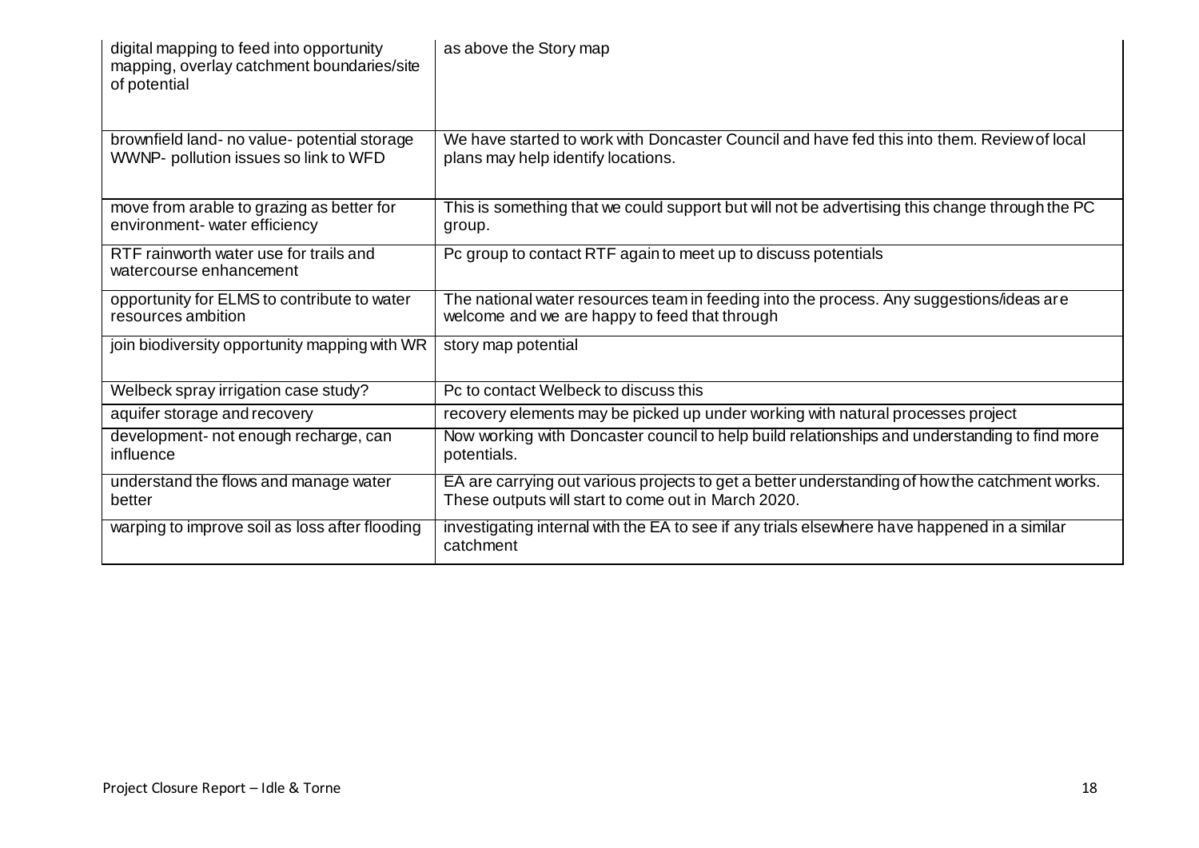| | |
|---|---|
| digital mapping to feed into opportunity mapping, overlay catchment boundaries/site of potential | as above the Story map |
| brownfield land- no value- potential storage WWNP- pollution issues so link to WFD | We have started to work with Doncaster Council and have fed this into them. Review of local plans may help identify locations. |
| move from arable to grazing as better for environment- water efficiency | This is something that we could support but will not be advertising this change through the PC group. |
| RTF rainworth water use for trails and watercourse enhancement | Pc group to contact RTF again to meet up to discuss potentials |
| opportunity for ELMS to contribute to water resources ambition | The national water resources team in feeding into the process. Any suggestions/ideas are welcome and we are happy to feed that through |
| join biodiversity opportunity mapping with WR | story map potential |
| Welbeck spray irrigation case study? | Pc to contact Welbeck to discuss this |
| aquifer storage and recovery | recovery elements may be picked up under working with natural processes project |
| development- not enough recharge, can influence | Now working with Doncaster council to help build relationships and understanding to find more potentials. |
| understand the flows and manage water better | EA are carrying out various projects to get a better understanding of how the catchment works. These outputs will start to come out in March 2020. |
| warping to improve soil as loss after flooding | investigating internal with the EA to see if any trials elsewhere have happened in a similar catchment |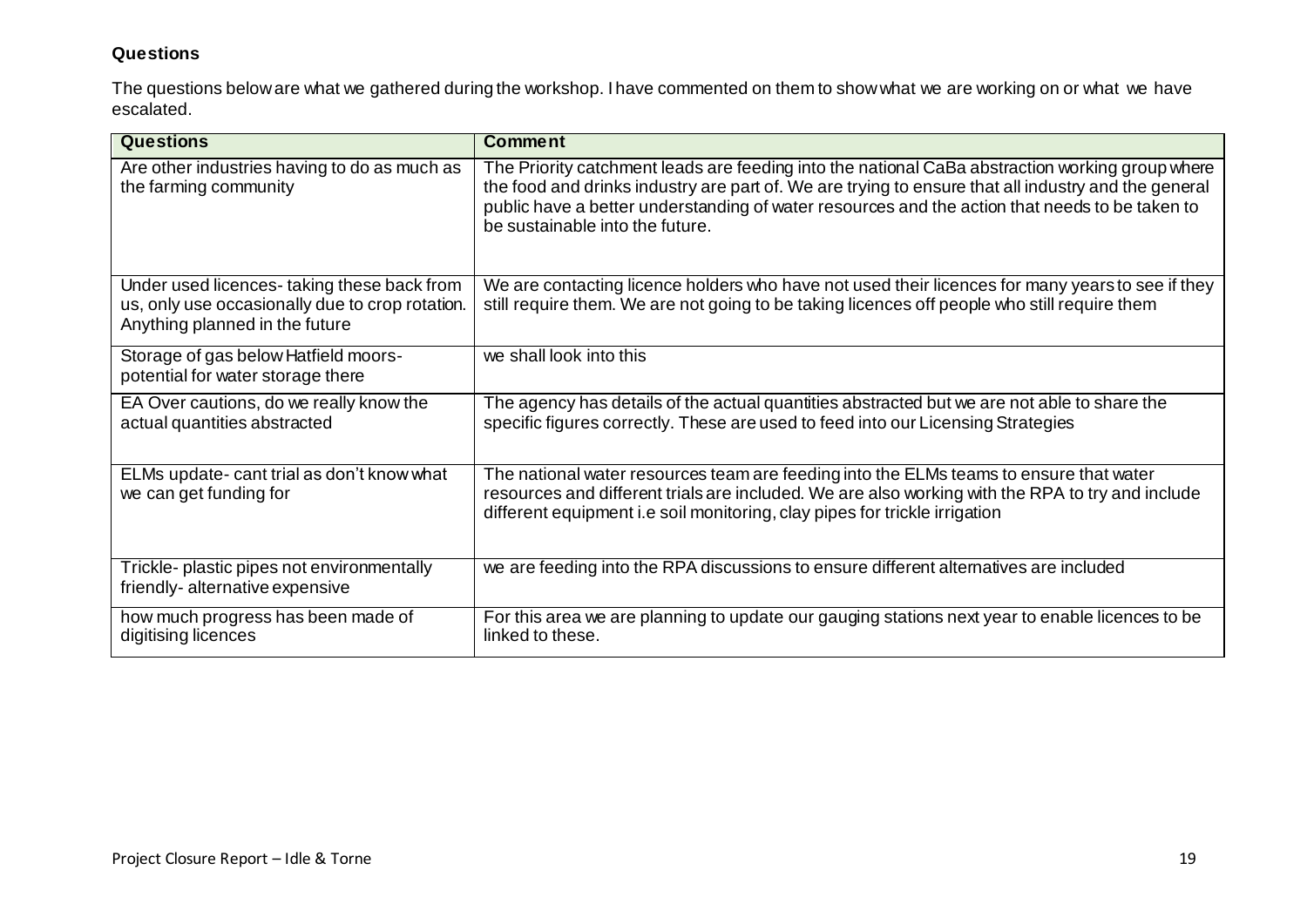**Questions**

The questions below are what we gathered during the workshop. I have commented on them to show what we are working on or what we have escalated.

| Questions | Comment |
|---|---|
| Are other industries having to do as much as the farming community | The Priority catchment leads are feeding into the national CaBa abstraction working group where the food and drinks industry are part of. We are trying to ensure that all industry and the general public have a better understanding of water resources and the action that needs to be taken to be sustainable into the future. |
| Under used licences- taking these back from us, only use occasionally due to crop rotation. Anything planned in the future | We are contacting licence holders who have not used their licences for many years to see if they still require them. We are not going to be taking licences off people who still require them |
| Storage of gas below Hatfield moors- potential for water storage there | we shall look into this |
| EA Over cautions, do we really know the actual quantities abstracted | The agency has details of the actual quantities abstracted but we are not able to share the specific figures correctly. These are used to feed into our Licensing Strategies |
| ELMs update- cant trial as don't know what we can get funding for | The national water resources team are feeding into the ELMs teams to ensure that water resources and different trials are included. We are also working with the RPA to try and include different equipment i.e soil monitoring, clay pipes for trickle irrigation |
| Trickle- plastic pipes not environmentally friendly- alternative expensive | we are feeding into the RPA discussions to ensure different alternatives are included |
| how much progress has been made of digitising licences | For this area we are planning to update our gauging stations next year to enable licences to be linked to these. |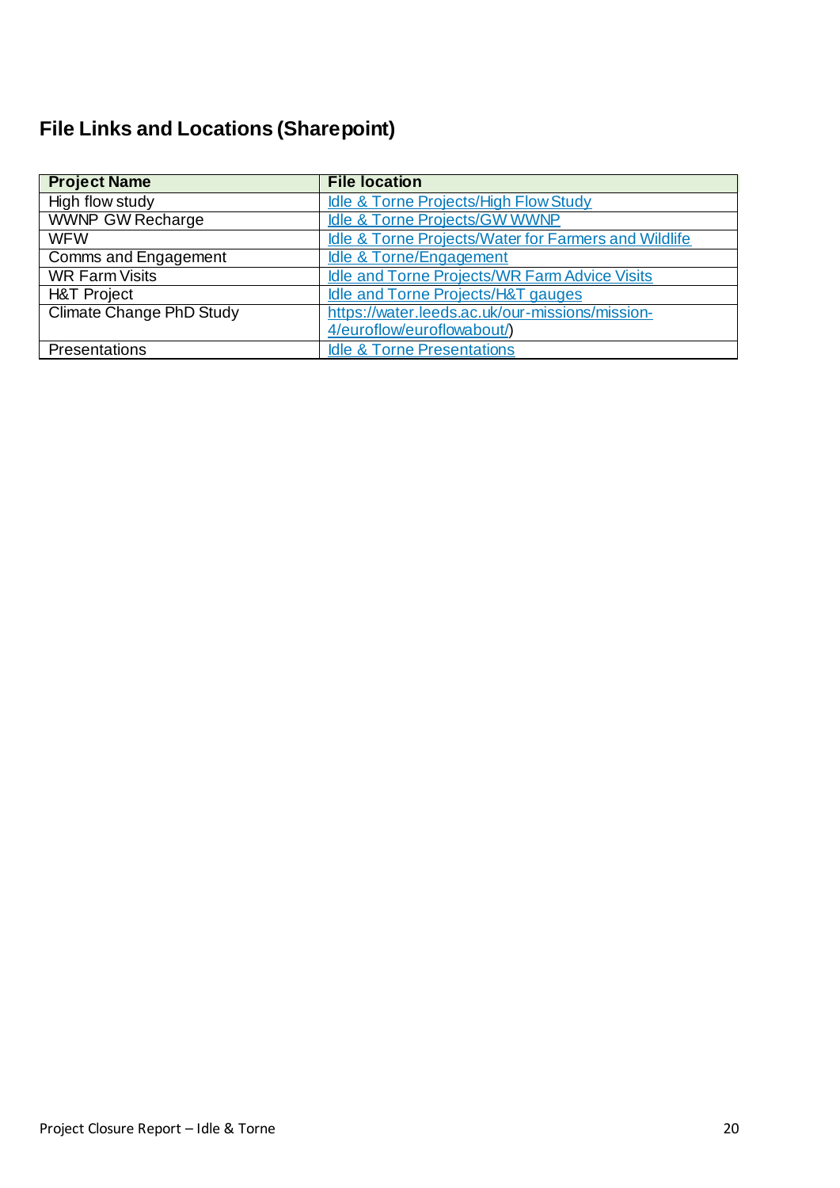## File Links and Locations (Sharepoint)

| Project Name | File location |
| --- | --- |
| High flow study | Idle & Torne Projects/High Flow Study |
| WWNP GW Recharge | Idle & Torne Projects/GW WWNP |
| WFW | Idle & Torne Projects/Water for Farmers and Wildlife |
| Comms and Engagement | Idle & Torne/Engagement |
| WR Farm Visits | Idle and Torne Projects/WR Farm Advice Visits |
| H&T Project | Idle and Torne Projects/H&T gauges |
| Climate Change PhD Study | https://water.leeds.ac.uk/our-missions/mission-4/euroflow/euroflowabout/) |
| Presentations | Idle & Torne Presentations |